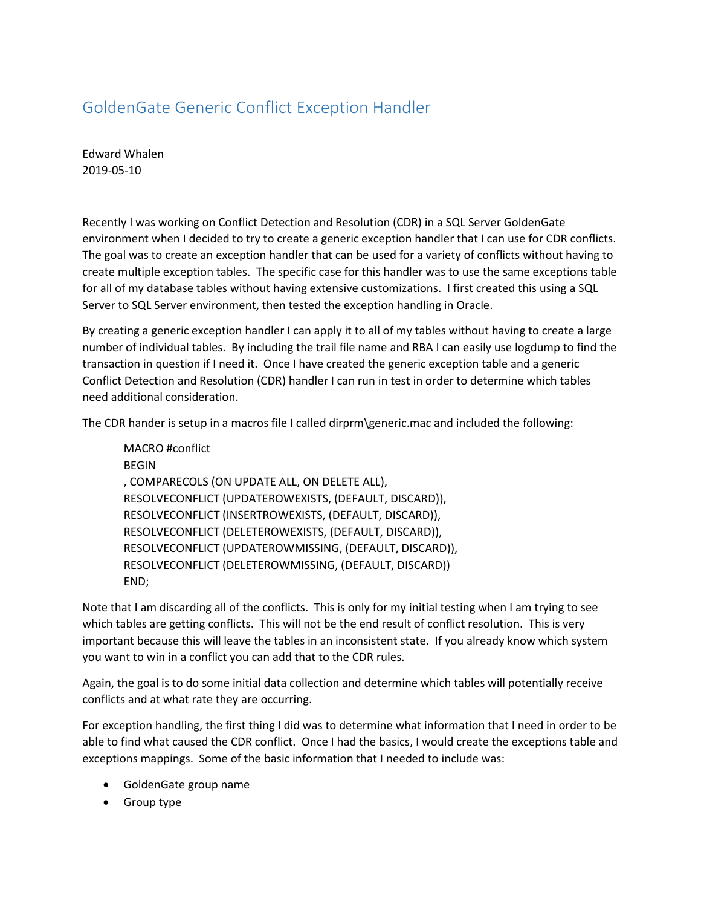# GoldenGate Generic Conflict Exception Handler

Edward Whalen
2019-05-10

Recently I was working on Conflict Detection and Resolution (CDR) in a SQL Server GoldenGate environment when I decided to try to create a generic exception handler that I can use for CDR conflicts. The goal was to create an exception handler that can be used for a variety of conflicts without having to create multiple exception tables. The specific case for this handler was to use the same exceptions table for all of my database tables without having extensive customizations. I first created this using a SQL Server to SQL Server environment, then tested the exception handling in Oracle.

By creating a generic exception handler I can apply it to all of my tables without having to create a large number of individual tables. By including the trail file name and RBA I can easily use logdump to find the transaction in question if I need it. Once I have created the generic exception table and a generic Conflict Detection and Resolution (CDR) handler I can run in test in order to determine which tables need additional consideration.

The CDR hander is setup in a macros file I called dirprm\generic.mac and included the following:

```
MACRO #conflict
BEGIN
, COMPARECOLS (ON UPDATE ALL, ON DELETE ALL),
RESOLVECONFLICT (UPDATEROWEXISTS, (DEFAULT, DISCARD)),
RESOLVECONFLICT (INSERTROWEXISTS, (DEFAULT, DISCARD)),
RESOLVECONFLICT (DELETEROWEXISTS, (DEFAULT, DISCARD)),
RESOLVECONFLICT (UPDATEROWMISSING, (DEFAULT, DISCARD)),
RESOLVECONFLICT (DELETEROWMISSING, (DEFAULT, DISCARD))
END;
```

Note that I am discarding all of the conflicts. This is only for my initial testing when I am trying to see which tables are getting conflicts. This will not be the end result of conflict resolution. This is very important because this will leave the tables in an inconsistent state. If you already know which system you want to win in a conflict you can add that to the CDR rules.

Again, the goal is to do some initial data collection and determine which tables will potentially receive conflicts and at what rate they are occurring.

For exception handling, the first thing I did was to determine what information that I need in order to be able to find what caused the CDR conflict. Once I had the basics, I would create the exceptions table and exceptions mappings. Some of the basic information that I needed to include was:

- GoldenGate group name
- Group type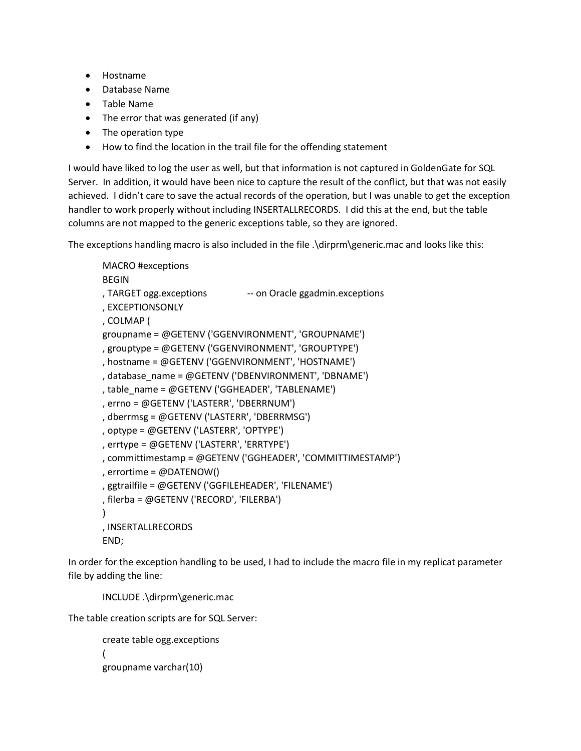- Hostname
- Database Name
- Table Name
- The error that was generated (if any)
- The operation type
- How to find the location in the trail file for the offending statement

I would have liked to log the user as well, but that information is not captured in GoldenGate for SQL Server. In addition, it would have been nice to capture the result of the conflict, but that was not easily achieved. I didn't care to save the actual records of the operation, but I was unable to get the exception handler to work properly without including INSERTALLRECORDS. I did this at the end, but the table columns are not mapped to the generic exceptions table, so they are ignored.

The exceptions handling macro is also included in the file .\dirprm\generic.mac and looks like this:

```
MACRO #exceptions
BEGIN
, TARGET ogg.exceptions          -- on Oracle ggadmin.exceptions
, EXCEPTIONSONLY
, COLMAP (
groupname = @GETENV ('GGENVIRONMENT', 'GROUPNAME')
, grouptype = @GETENV ('GGENVIRONMENT', 'GROUPTYPE')
, hostname = @GETENV ('GGENVIRONMENT', 'HOSTNAME')
, database_name = @GETENV ('DBENVIRONMENT', 'DBNAME')
, table_name = @GETENV ('GGHEADER', 'TABLENAME')
, errno = @GETENV ('LASTERR', 'DBERRNUM')
, dberrmsg = @GETENV ('LASTERR', 'DBERRMSG')
, optype = @GETENV ('LASTERR', 'OPTYPE')
, errtype = @GETENV ('LASTERR', 'ERRTYPE')
, committimestamp = @GETENV ('GGHEADER', 'COMMITTIMESTAMP')
, errortime = @DATENOW()
, ggtrailfile = @GETENV ('GGFILEHEADER', 'FILENAME')
, filerba = @GETENV ('RECORD', 'FILERBA')
)
, INSERTALLRECORDS
END;
```

In order for the exception handling to be used, I had to include the macro file in my replicat parameter file by adding the line:

```
INCLUDE .\dirprm\generic.mac
```

The table creation scripts are for SQL Server:

```
create table ogg.exceptions
(
groupname varchar(10)
```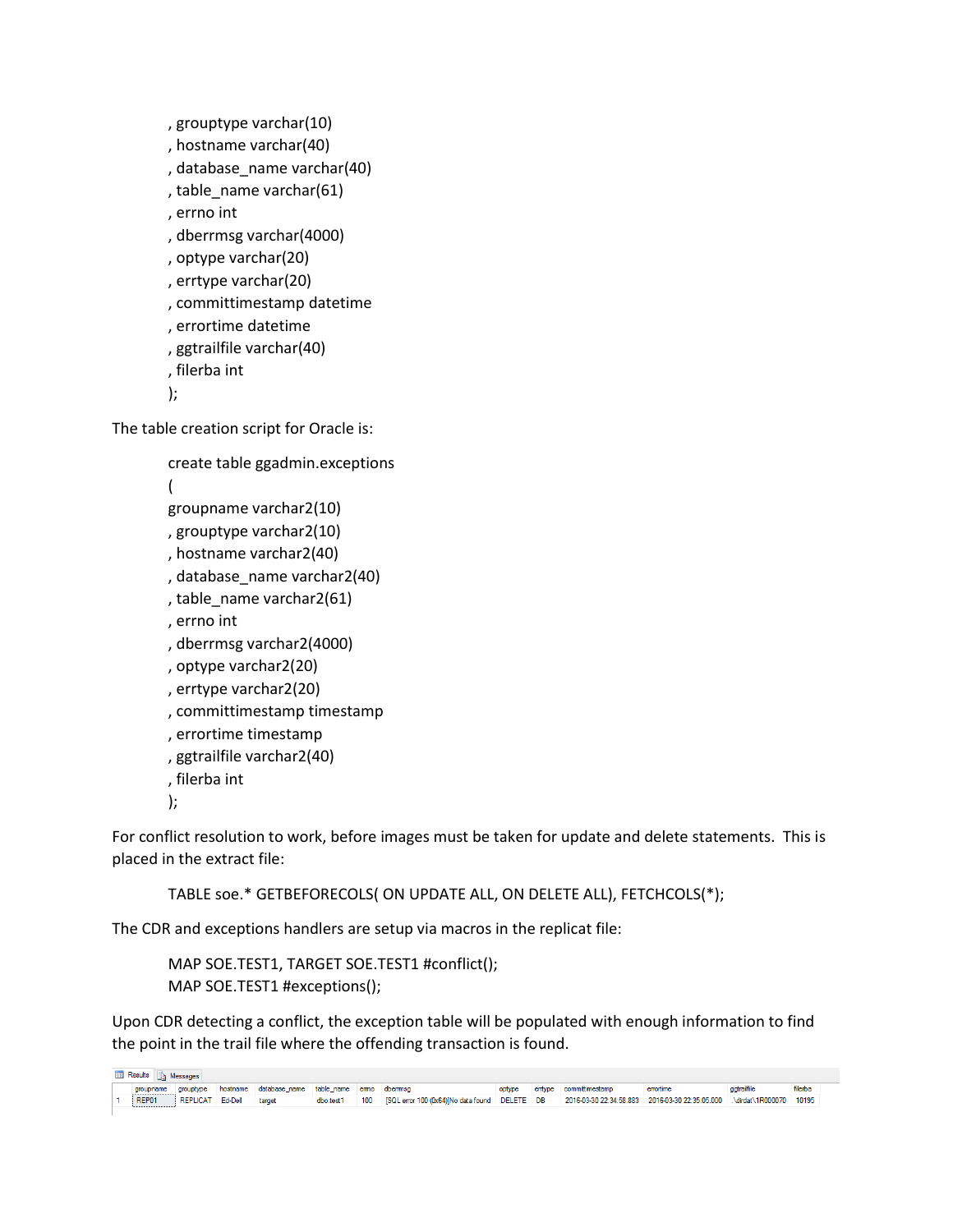```
, grouptype varchar(10)
, hostname varchar(40)
, database_name varchar(40)
, table_name varchar(61)
, errno int
, dberrmsg varchar(4000)
, optype varchar(20)
, errtype varchar(20)
, committimestamp datetime
, errortime datetime
, ggtrailfile varchar(40)
, filerba int
);
```

The table creation script for Oracle is:

```
create table ggadmin.exceptions
(
groupname varchar2(10)
, grouptype varchar2(10)
, hostname varchar2(40)
, database_name varchar2(40)
, table_name varchar2(61)
, errno int
, dberrmsg varchar2(4000)
, optype varchar2(20)
, errtype varchar2(20)
, committimestamp timestamp
, errortime timestamp
, ggtrailfile varchar2(40)
, filerba int
);
```

For conflict resolution to work, before images must be taken for update and delete statements. This is placed in the extract file:

```
TABLE soe.* GETBEFORECOLS( ON UPDATE ALL, ON DELETE ALL), FETCHCOLS(*);
```

The CDR and exceptions handlers are setup via macros in the replicat file:

```
MAP SOE.TEST1, TARGET SOE.TEST1 #conflict();
MAP SOE.TEST1 #exceptions();
```

Upon CDR detecting a conflict, the exception table will be populated with enough information to find the point in the trail file where the offending transaction is found.

Results | Messages

| | groupname | grouptype | hostname | database_name | table_name | errno | dberrmsg | optype | errtype | committimestamp | errortime | ggtrailfile | filerba |
|---|---|---|---|---|---|---|---|---|---|---|---|---|---|
| 1 | REP01 | REPLICAT | Ed-Dell | target | dbo.test1 | 100 | [SQL error 100 (0x64)]No data found | DELETE | DB | 2016-03-30 22:34:58.883 | 2016-03-30 22:35:05.000 | .\dirdat\1R000070 | 10195 |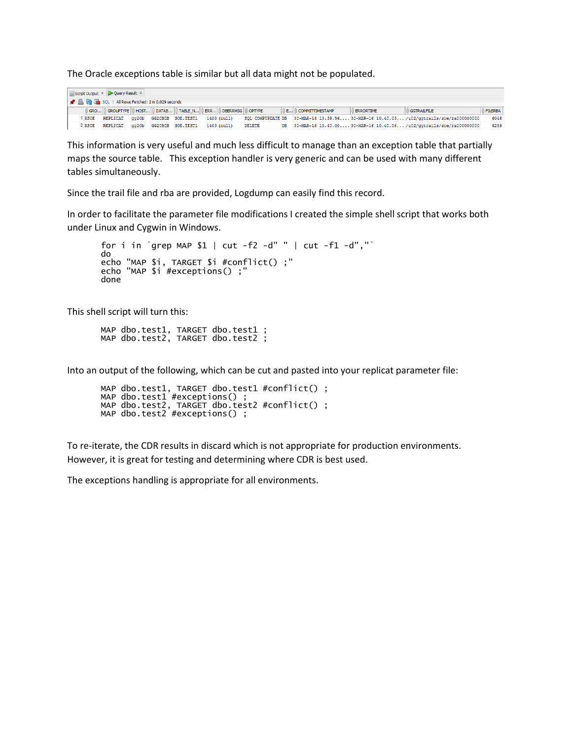The Oracle exceptions table is similar but all data might not be populated.

Script Output × Query Result ×

SQL | All Rows Fetched: 2 in 0.029 seconds

| | GRO... | GROUPTYPE | HOST... | DATAB... | TABLE_N... | ERR... | DBERRMSG | OPTYPE | E... | COMMITTIMESTAMP | ERRORTIME | GGTRAILFILE | FILERBA |
|---|---|---|---|---|---|---|---|---|---|---|---|---|---|
| 1 | RSOE | REPLICAT | gg20b | GG20BDB | SOE.TEST1 | 1403 | (null) | SQL COMPUPDATE | DB | 30-MAR-16 10.39.56.... | 30-MAR-16 10.40.03... | /u02/ggtrails/soe/ra000000000 | 6046 |
| 2 | RSOE | REPLICAT | gg20b | GG20BDB | SOE.TEST1 | 1403 | (null) | DELETE | DB | 30-MAR-16 10.40.00.... | 30-MAR-16 10.40.06... | /u02/ggtrails/soe/ra000000000 | 6289 |

This information is very useful and much less difficult to manage than an exception table that partially maps the source table. This exception handler is very generic and can be used with many different tables simultaneously.

Since the trail file and rba are provided, Logdump can easily find this record.

In order to facilitate the parameter file modifications I created the simple shell script that works both under Linux and Cygwin in Windows.

```
for i in `grep MAP $1 | cut -f2 -d" " | cut -f1 -d","`
do
echo "MAP $i, TARGET $i #conflict() ;"
echo "MAP $i #exceptions() ;"
done
```

This shell script will turn this:

```
MAP dbo.test1, TARGET dbo.test1 ;
MAP dbo.test2, TARGET dbo.test2 ;
```

Into an output of the following, which can be cut and pasted into your replicat parameter file:

```
MAP dbo.test1, TARGET dbo.test1 #conflict() ;
MAP dbo.test1 #exceptions() ;
MAP dbo.test2, TARGET dbo.test2 #conflict() ;
MAP dbo.test2 #exceptions() ;
```

To re-iterate, the CDR results in discard which is not appropriate for production environments. However, it is great for testing and determining where CDR is best used.

The exceptions handling is appropriate for all environments.